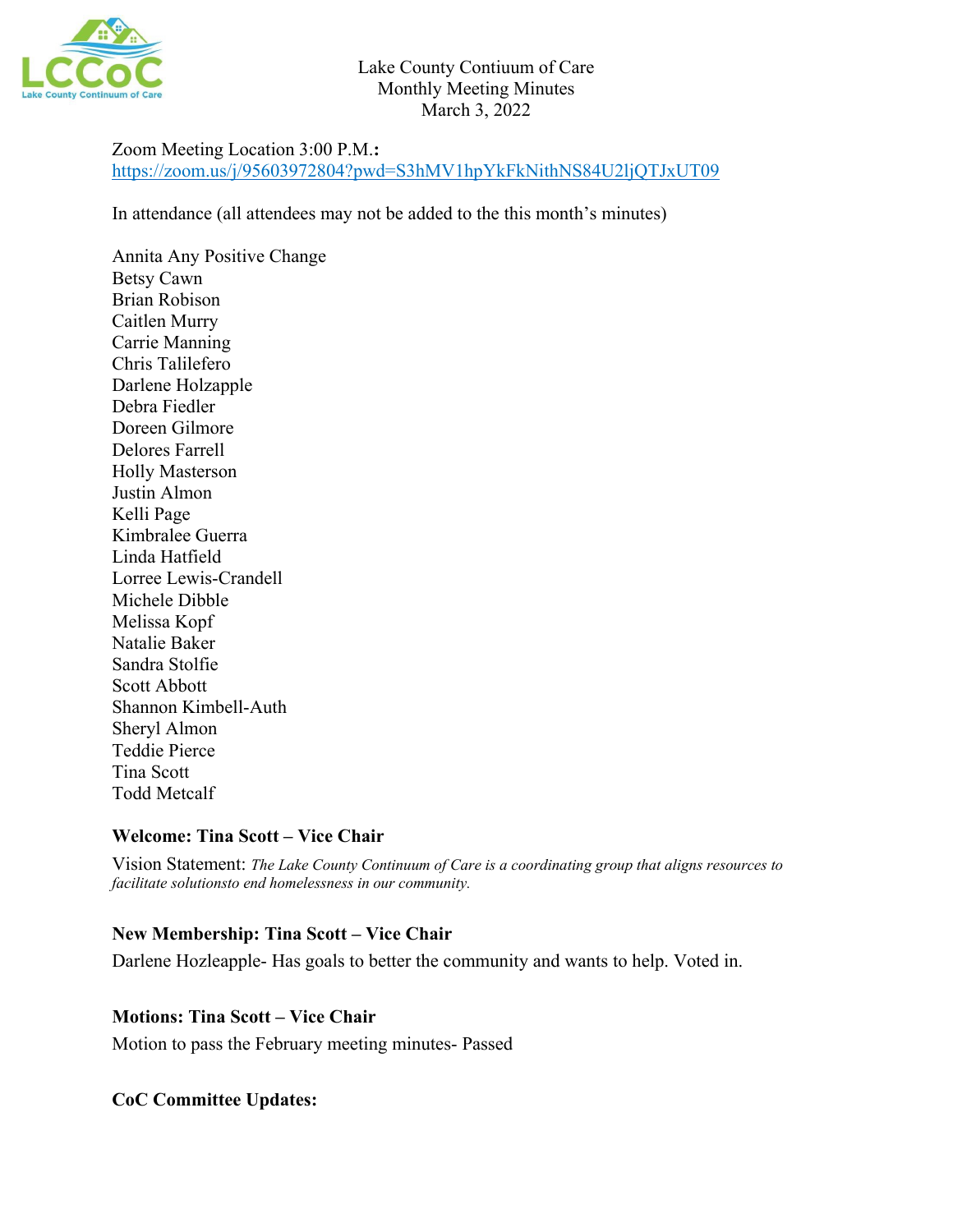Lake County Contiuum of Care
Monthly Meeting Minutes
March 3, 2022

Zoom Meeting Location 3:00 P.M.:
https://zoom.us/j/95603972804?pwd=S3hMV1hpYkFkNithNS84U2ljQTJxUT09

In attendance (all attendees may not be added to the this month's minutes)

Annita Any Positive Change
Betsy Cawn
Brian Robison
Caitlen Murry
Carrie Manning
Chris Talilefero
Darlene Holzapple
Debra Fiedler
Doreen Gilmore
Delores Farrell
Holly Masterson
Justin Almon
Kelli Page
Kimbralee Guerra
Linda Hatfield
Lorree Lewis-Crandell
Michele Dibble
Melissa Kopf
Natalie Baker
Sandra Stolfie
Scott Abbott
Shannon Kimbell-Auth
Sheryl Almon
Teddie Pierce
Tina Scott
Todd Metcalf

**Welcome: Tina Scott – Vice Chair**

Vision Statement: *The Lake County Continuum of Care is a coordinating group that aligns resources to facilitate solutionsto end homelessness in our community.*

**New Membership: Tina Scott – Vice Chair**

Darlene Hozleapple- Has goals to better the community and wants to help. Voted in.

**Motions: Tina Scott – Vice Chair**

Motion to pass the February meeting minutes- Passed

**CoC Committee Updates:**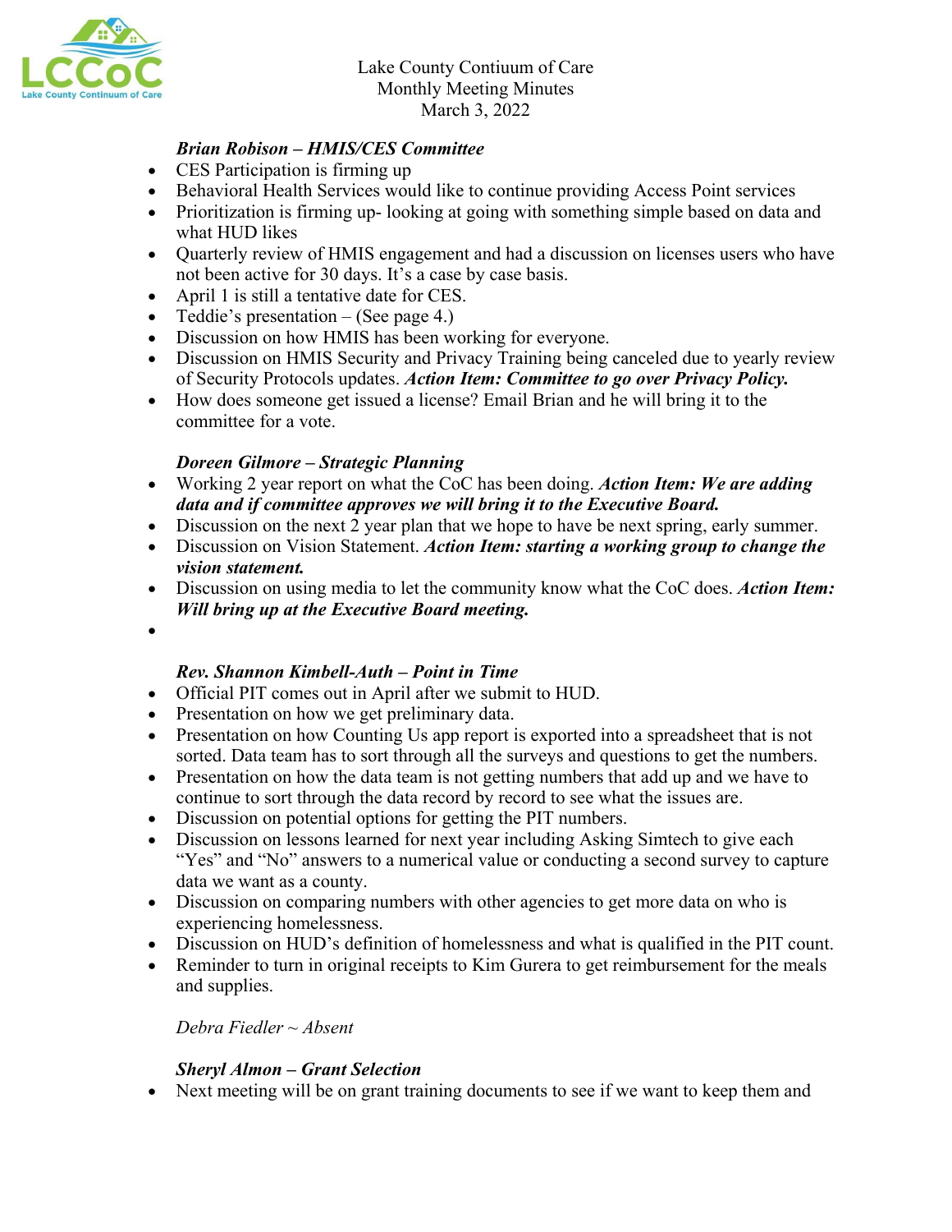Lake County Contiuum of Care
Monthly Meeting Minutes
March 3, 2022

***Brian Robison – HMIS/CES Committee***

- CES Participation is firming up
- Behavioral Health Services would like to continue providing Access Point services
- Prioritization is firming up- looking at going with something simple based on data and what HUD likes
- Quarterly review of HMIS engagement and had a discussion on licenses users who have not been active for 30 days. It's a case by case basis.
- April 1 is still a tentative date for CES.
- Teddie's presentation – (See page 4.)
- Discussion on how HMIS has been working for everyone.
- Discussion on HMIS Security and Privacy Training being canceled due to yearly review of Security Protocols updates. ***Action Item: Committee to go over Privacy Policy.***
- How does someone get issued a license? Email Brian and he will bring it to the committee for a vote.

***Doreen Gilmore – Strategic Planning***

- Working 2 year report on what the CoC has been doing. ***Action Item: We are adding data and if committee approves we will bring it to the Executive Board.***
- Discussion on the next 2 year plan that we hope to have be next spring, early summer.
- Discussion on Vision Statement. ***Action Item: starting a working group to change the vision statement.***
- Discussion on using media to let the community know what the CoC does. ***Action Item: Will bring up at the Executive Board meeting.***
- 

***Rev. Shannon Kimbell-Auth – Point in Time***

- Official PIT comes out in April after we submit to HUD.
- Presentation on how we get preliminary data.
- Presentation on how Counting Us app report is exported into a spreadsheet that is not sorted. Data team has to sort through all the surveys and questions to get the numbers.
- Presentation on how the data team is not getting numbers that add up and we have to continue to sort through the data record by record to see what the issues are.
- Discussion on potential options for getting the PIT numbers.
- Discussion on lessons learned for next year including Asking Simtech to give each "Yes" and "No" answers to a numerical value or conducting a second survey to capture data we want as a county.
- Discussion on comparing numbers with other agencies to get more data on who is experiencing homelessness.
- Discussion on HUD's definition of homelessness and what is qualified in the PIT count.
- Reminder to turn in original receipts to Kim Gurera to get reimbursement for the meals and supplies.

*Debra Fiedler ~ Absent*

***Sheryl Almon – Grant Selection***

- Next meeting will be on grant training documents to see if we want to keep them and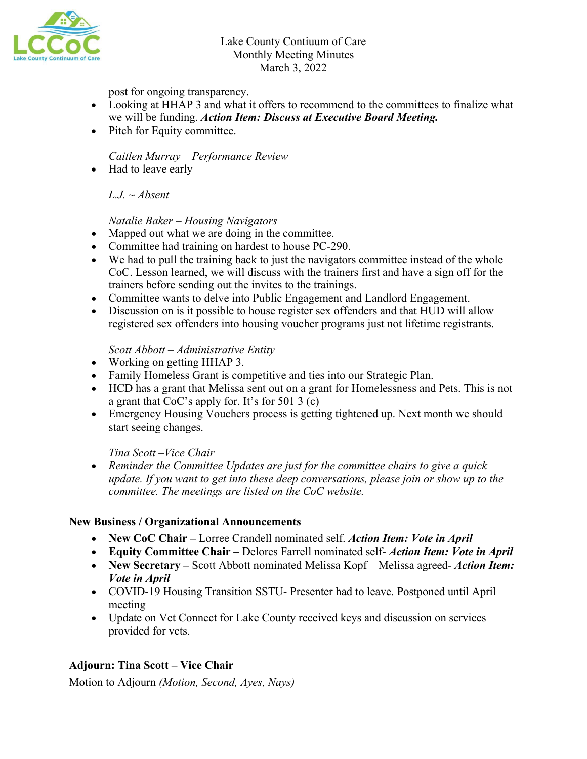post for ongoing transparency.

- Looking at HHAP 3 and what it offers to recommend to the committees to finalize what we will be funding. ***Action Item: Discuss at Executive Board Meeting.***
- Pitch for Equity committee.

*Caitlen Murray – Performance Review*

- Had to leave early

*L.J. ~ Absent*

*Natalie Baker – Housing Navigators*

- Mapped out what we are doing in the committee.
- Committee had training on hardest to house PC-290.
- We had to pull the training back to just the navigators committee instead of the whole CoC. Lesson learned, we will discuss with the trainers first and have a sign off for the trainers before sending out the invites to the trainings.
- Committee wants to delve into Public Engagement and Landlord Engagement.
- Discussion on is it possible to house register sex offenders and that HUD will allow registered sex offenders into housing voucher programs just not lifetime registrants.

*Scott Abbott – Administrative Entity*

- Working on getting HHAP 3.
- Family Homeless Grant is competitive and ties into our Strategic Plan.
- HCD has a grant that Melissa sent out on a grant for Homelessness and Pets. This is not a grant that CoC's apply for. It's for 501 3 (c)
- Emergency Housing Vouchers process is getting tightened up. Next month we should start seeing changes.

*Tina Scott –Vice Chair*

- *Reminder the Committee Updates are just for the committee chairs to give a quick update. If you want to get into these deep conversations, please join or show up to the committee. The meetings are listed on the CoC website.*

**New Business / Organizational Announcements**

- **New CoC Chair –** Lorree Crandell nominated self. ***Action Item: Vote in April***
- **Equity Committee Chair –** Delores Farrell nominated self- ***Action Item: Vote in April***
- **New Secretary –** Scott Abbott nominated Melissa Kopf – Melissa agreed- ***Action Item: Vote in April***
- COVID-19 Housing Transition SSTU- Presenter had to leave. Postponed until April meeting
- Update on Vet Connect for Lake County received keys and discussion on services provided for vets.

**Adjourn: Tina Scott – Vice Chair**

Motion to Adjourn *(Motion, Second, Ayes, Nays)*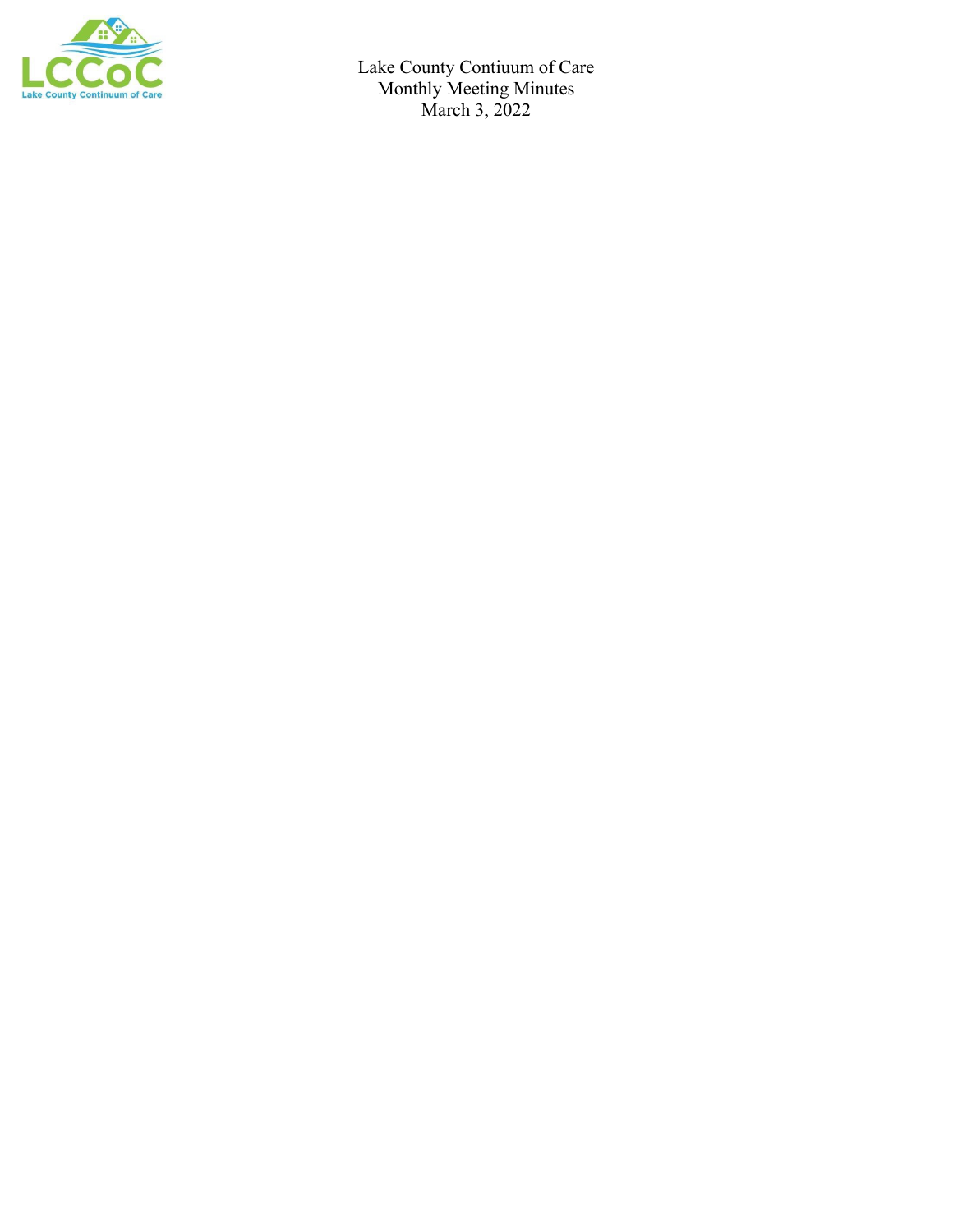Lake County Contiuum of Care
Monthly Meeting Minutes
March 3, 2022